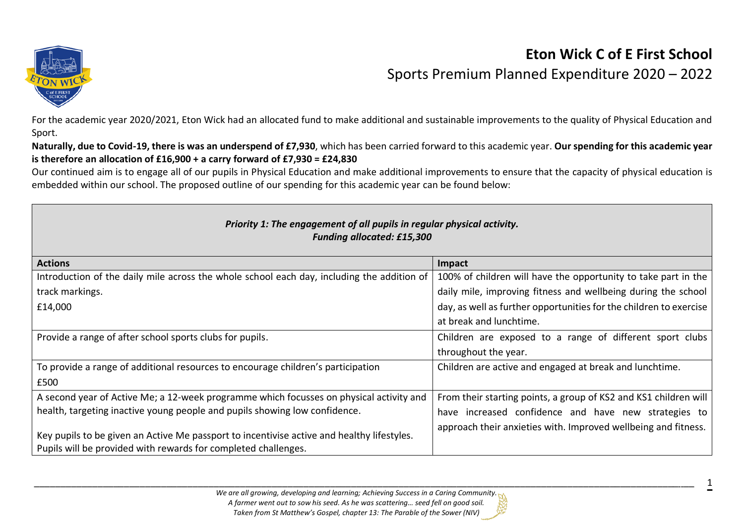# Eton Wick C of E First School

## Sports Premium Planned Expenditure 2020 – 2022

For the academic year 2020/2021, Eton Wick had an allocated fund to make additional and sustainable improvements to the quality of Physical Education and Sport.

**Naturally, due to Covid-19, there is was an underspend of £7,930**, which has been carried forward to this academic year. **Our spending for this academic year is therefore an allocation of £16,900 + a carry forward of £7,930 = £24,830**

Our continued aim is to engage all of our pupils in Physical Education and make additional improvements to ensure that the capacity of physical education is embedded within our school. The proposed outline of our spending for this academic year can be found below:

***Priority 1: The engagement of all pupils in regular physical activity.***
***Funding allocated: £15,300***

| Actions | Impact |
|---|---|
| Introduction of the daily mile across the whole school each day, including the addition of track markings.<br>£14,000 | 100% of children will have the opportunity to take part in the daily mile, improving fitness and wellbeing during the school day, as well as further opportunities for the children to exercise at break and lunchtime. |
| Provide a range of after school sports clubs for pupils. | Children are exposed to a range of different sport clubs throughout the year. |
| To provide a range of additional resources to encourage children's participation<br>£500 | Children are active and engaged at break and lunchtime. |
| A second year of Active Me; a 12-week programme which focusses on physical activity and health, targeting inactive young people and pupils showing low confidence.<br><br>Key pupils to be given an Active Me passport to incentivise active and healthy lifestyles. Pupils will be provided with rewards for completed challenges. | From their starting points, a group of KS2 and KS1 children will have increased confidence and have new strategies to approach their anxieties with. Improved wellbeing and fitness. |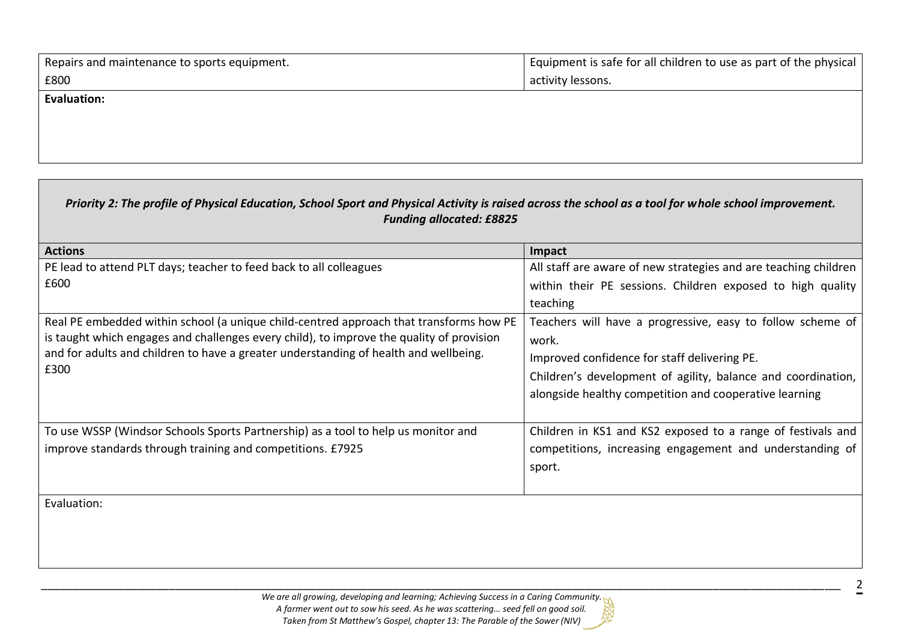| Repairs and maintenance to sports equipment.<br>£800 | Equipment is safe for all children to use as part of the physical activity lessons. |
| --- | --- |
| **Evaluation:** | |

| *Priority 2: The profile of Physical Education, School Sport and Physical Activity is raised across the school as a tool for whole school improvement.*<br>*Funding allocated: £8825* | |
| --- | --- |
| **Actions** | **Impact** |
| PE lead to attend PLT days; teacher to feed back to all colleagues<br>£600 | All staff are aware of new strategies and are teaching children within their PE sessions. Children exposed to high quality teaching |
| Real PE embedded within school (a unique child-centred approach that transforms how PE is taught which engages and challenges every child), to improve the quality of provision and for adults and children to have a greater understanding of health and wellbeing.<br>£300 | Teachers will have a progressive, easy to follow scheme of work.<br>Improved confidence for staff delivering PE.<br>Children's development of agility, balance and coordination, alongside healthy competition and cooperative learning |
| To use WSSP (Windsor Schools Sports Partnership) as a tool to help us monitor and improve standards through training and competitions. £7925 | Children in KS1 and KS2 exposed to a range of festivals and competitions, increasing engagement and understanding of sport. |
| Evaluation: | |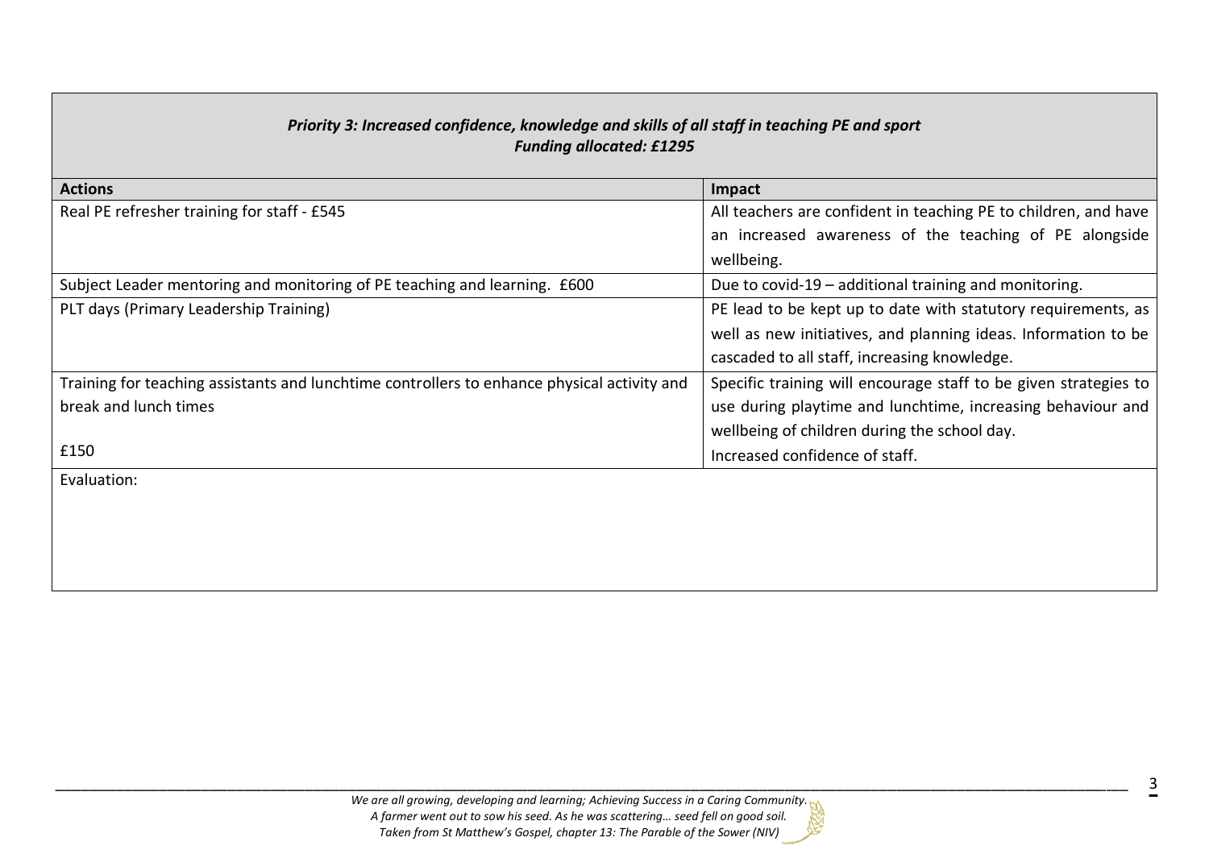### *Priority 3: Increased confidence, knowledge and skills of all staff in teaching PE and sport*
### *Funding allocated: £1295*

| Actions | Impact |
| --- | --- |
| Real PE refresher training for staff - £545 | All teachers are confident in teaching PE to children, and have an increased awareness of the teaching of PE alongside wellbeing. |
| Subject Leader mentoring and monitoring of PE teaching and learning. £600 | Due to covid-19 – additional training and monitoring. |
| PLT days (Primary Leadership Training) | PE lead to be kept up to date with statutory requirements, as well as new initiatives, and planning ideas. Information to be cascaded to all staff, increasing knowledge. |
| Training for teaching assistants and lunchtime controllers to enhance physical activity and break and lunch times<br><br>£150 | Specific training will encourage staff to be given strategies to use during playtime and lunchtime, increasing behaviour and wellbeing of children during the school day.<br>Increased confidence of staff. |
| Evaluation: | |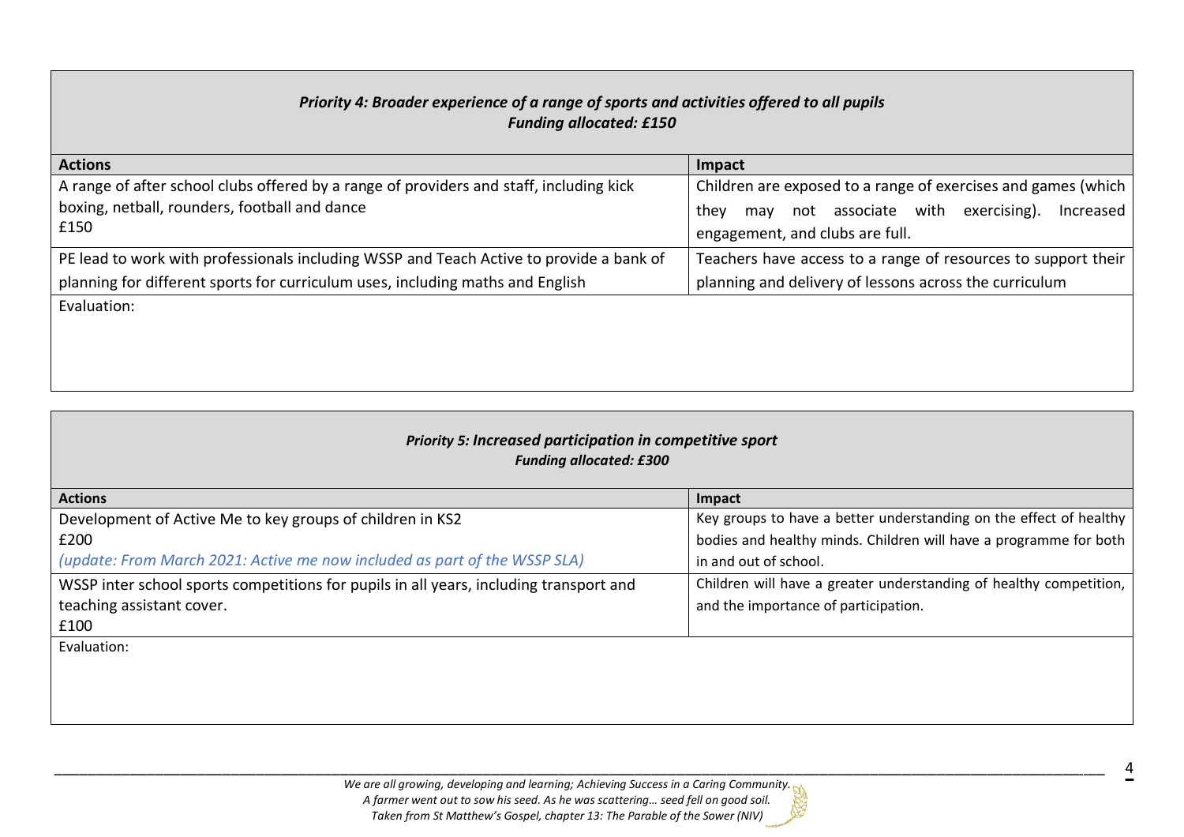### *Priority 4: Broader experience of a range of sports and activities offered to all pupils*
### *Funding allocated: £150*

| Actions | Impact |
|---|---|
| A range of after school clubs offered by a range of providers and staff, including kick boxing, netball, rounders, football and dance<br>£150 | Children are exposed to a range of exercises and games (which they may not associate with exercising). Increased engagement, and clubs are full. |
| PE lead to work with professionals including WSSP and Teach Active to provide a bank of planning for different sports for curriculum uses, including maths and English | Teachers have access to a range of resources to support their planning and delivery of lessons across the curriculum |

Evaluation:

### *Priority 5: Increased participation in competitive sport*
### *Funding allocated: £300*

| Actions | Impact |
|---|---|
| Development of Active Me to key groups of children in KS2<br>£200<br>*(update: From March 2021: Active me now included as part of the WSSP SLA)* | Key groups to have a better understanding on the effect of healthy bodies and healthy minds. Children will have a programme for both in and out of school. |
| WSSP inter school sports competitions for pupils in all years, including transport and teaching assistant cover.<br>£100 | Children will have a greater understanding of healthy competition, and the importance of participation. |

Evaluation: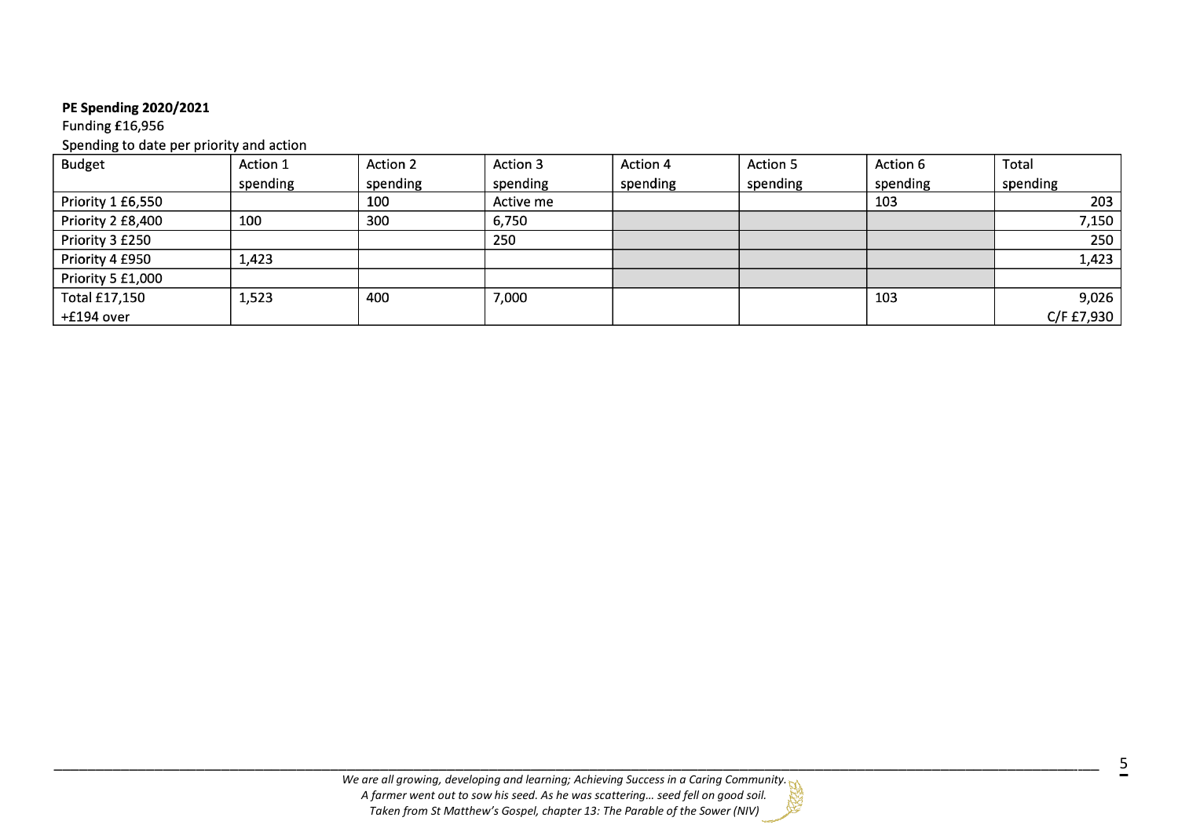**PE Spending 2020/2021**

Funding £16,956

Spending to date per priority and action

| Budget | Action 1 spending | Action 2 spending | Action 3 spending | Action 4 spending | Action 5 spending | Action 6 spending | Total spending |
|---|---|---|---|---|---|---|---|
| Priority 1 £6,550 | | 100 | Active me | | | 103 | 203 |
| Priority 2 £8,400 | 100 | 300 | 6,750 | | | | 7,150 |
| Priority 3 £250 | | | 250 | | | | 250 |
| Priority 4 £950 | 1,423 | | | | | | 1,423 |
| Priority 5 £1,000 | | | | | | | |
| Total £17,150 +£194 over | 1,523 | 400 | 7,000 | | | 103 | 9,026 C/F £7,930 |

*We are all growing, developing and learning; Achieving Success in a Caring Community.*
*A farmer went out to sow his seed. As he was scattering… seed fell on good soil.*
*Taken from St Matthew's Gospel, chapter 13: The Parable of the Sower (NIV)*